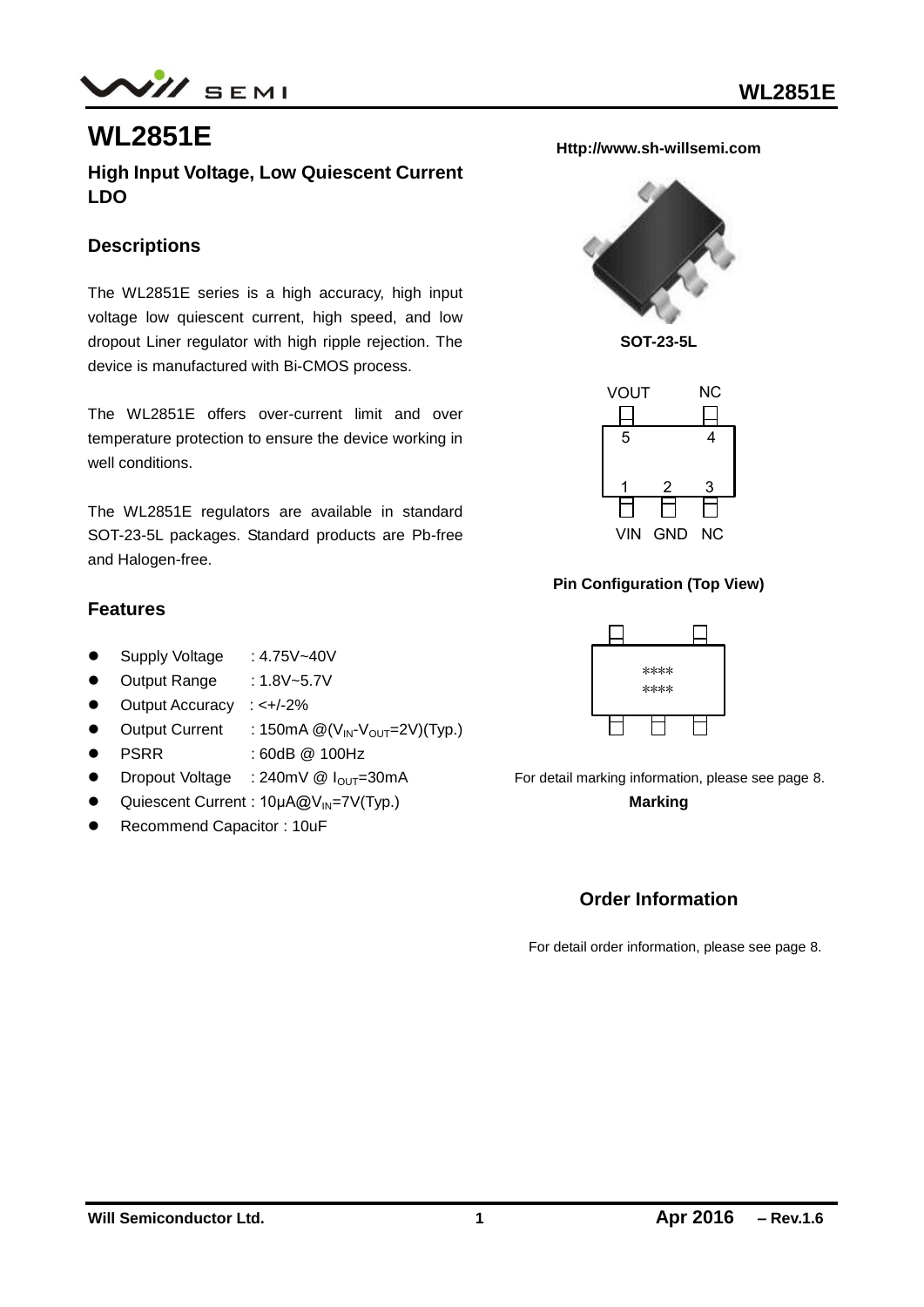# WL2851E

## High Input Voltage, Low Quiescent Current LDO

Http://www.sh-willsemi.com

### Descriptions

The WL2851E series is a high accuracy, high input voltage low quiescent current, high speed, and low dropout Liner regulator with high ripple rejection. The device is manufactured with Bi-CMOS process.

The WL2851E offers over-current limit and over temperature protection to ensure the device working in well conditions.

The WL2851E regulators are available in standard SOT-23-5L packages. Standard products are Pb-free and Halogen-free.

SOT-23-5L

VOUT NC
5 4
1 2 3
VIN GND NC

Pin Configuration (Top View)

### Features

- Supply Voltage : 4.75V~40V
- Output Range : 1.8V~5.7V
- Output Accuracy : <+/-2%
- Output Current : 150mA @($V_{IN}$-$V_{OUT}$=2V)(Typ.)
- PSRR : 60dB @ 100Hz
- Dropout Voltage : 240mV @ $I_{OUT}$=30mA
- Quiescent Current : 10μA@$V_{IN}$=7V(Typ.)
- Recommend Capacitor : 10uF

****
****

For detail marking information, please see page 8.

**Marking**

### Order Information

For detail order information, please see page 8.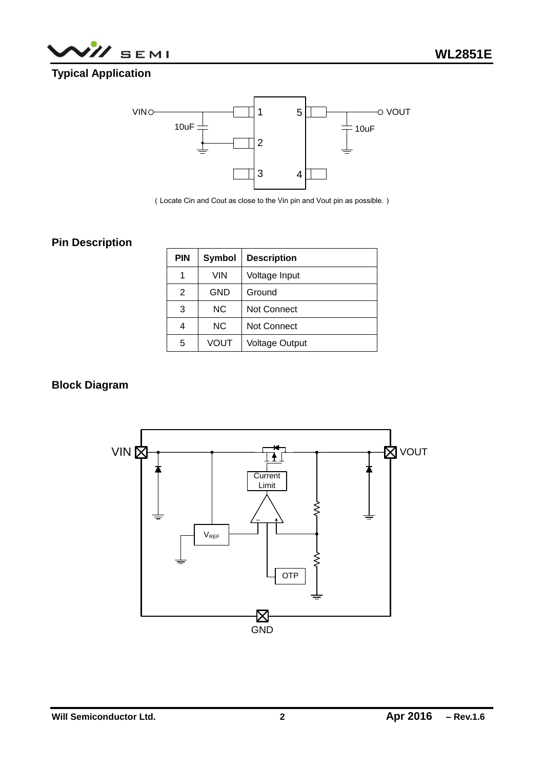## Typical Application

( Locate Cin and Cout as close to the Vin pin and Vout pin as possible. )

## Pin Description

| PIN | Symbol | Description |
|---|---|---|
| 1 | VIN | Voltage Input |
| 2 | GND | Ground |
| 3 | NC | Not Connect |
| 4 | NC | Not Connect |
| 5 | VOUT | Voltage Output |

## Block Diagram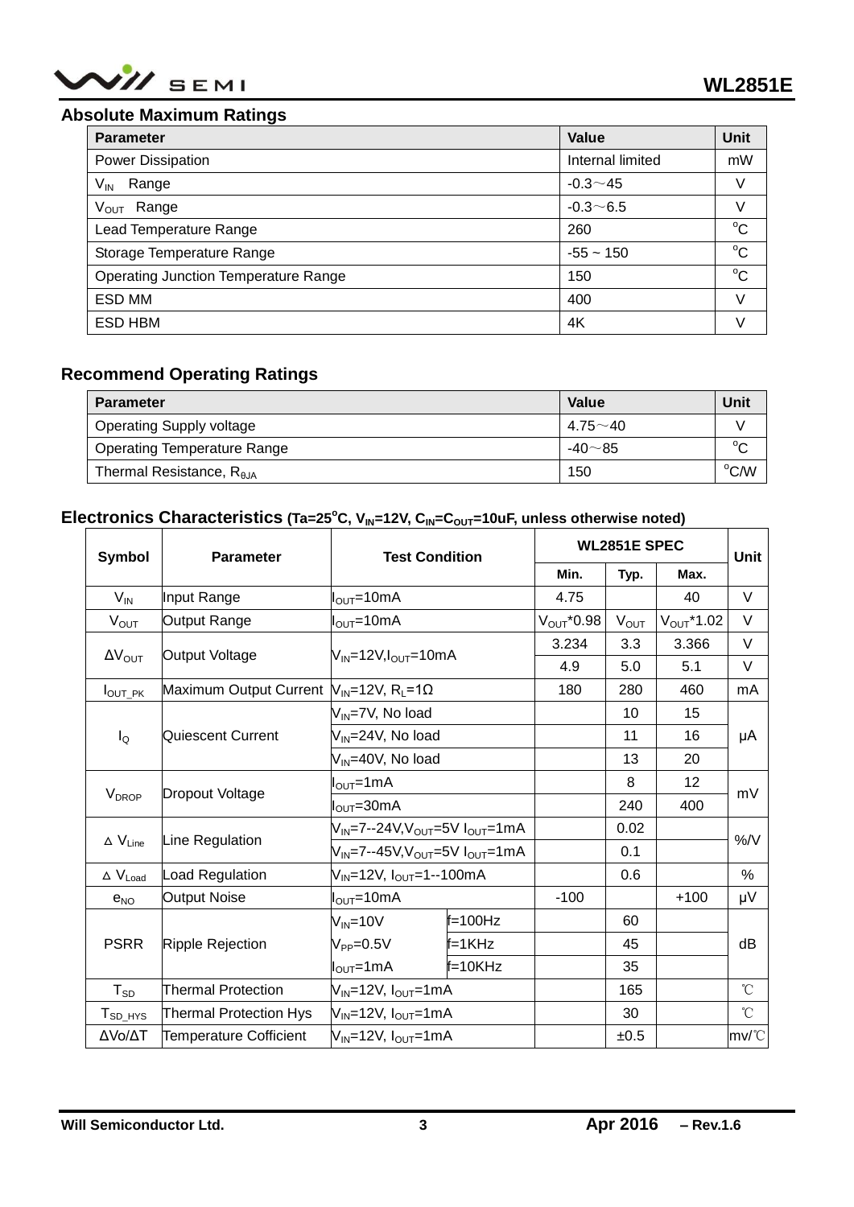## Absolute Maximum Ratings

| Parameter | Value | Unit |
|---|---|---|
| Power Dissipation | Internal limited | mW |
| $V_{IN}$ Range | -0.3～45 | V |
| $V_{OUT}$ Range | -0.3～6.5 | V |
| Lead Temperature Range | 260 | °C |
| Storage Temperature Range | -55 ~ 150 | °C |
| Operating Junction Temperature Range | 150 | °C |
| ESD MM | 400 | V |
| ESD HBM | 4K | V |

## Recommend Operating Ratings

| Parameter | Value | Unit |
|---|---|---|
| Operating Supply voltage | 4.75～40 | V |
| Operating Temperature Range | -40～85 | °C |
| Thermal Resistance, $R_{\theta JA}$ | 150 | °C/W |

## Electronics Characteristics (Ta=25°C, $V_{IN}$=12V, $C_{IN}$=$C_{OUT}$=10uF, unless otherwise noted)

| Symbol | Parameter | Test Condition | | WL2851E SPEC | | | Unit |
|---|---|---|---|---|---|---|---|
| | | | | Min. | Typ. | Max. | |
| $V_{IN}$ | Input Range | $I_{OUT}$=10mA | | 4.75 | | 40 | V |
| $V_{OUT}$ | Output Range | $I_{OUT}$=10mA | | $V_{OUT}$*0.98 | $V_{OUT}$ | $V_{OUT}$*1.02 | V |
| $\Delta V_{OUT}$ | Output Voltage | $V_{IN}$=12V,$I_{OUT}$=10mA | | 3.234 | 3.3 | 3.366 | V |
| | | | | 4.9 | 5.0 | 5.1 | V |
| $I_{OUT\_PK}$ | Maximum Output Current | $V_{IN}$=12V, $R_L$=1Ω | | 180 | 280 | 460 | mA |
| $I_Q$ | Quiescent Current | $V_{IN}$=7V, No load | | | 10 | 15 | μA |
| | | $V_{IN}$=24V, No load | | | 11 | 16 | |
| | | $V_{IN}$=40V, No load | | | 13 | 20 | |
| $V_{DROP}$ | Dropout Voltage | $I_{OUT}$=1mA | | | 8 | 12 | mV |
| | | $I_{OUT}$=30mA | | | 240 | 400 | |
| $\Delta V_{Line}$ | Line Regulation | $V_{IN}$=7--24V,$V_{OUT}$=5V $I_{OUT}$=1mA | | | 0.02 | | %/V |
| | | $V_{IN}$=7--45V,$V_{OUT}$=5V $I_{OUT}$=1mA | | | 0.1 | | |
| $\Delta V_{Load}$ | Load Regulation | $V_{IN}$=12V, $I_{OUT}$=1--100mA | | | 0.6 | | % |
| $e_{NO}$ | Output Noise | $I_{OUT}$=10mA | | -100 | | +100 | μV |
| PSRR | Ripple Rejection | $V_{IN}$=10V | f=100Hz | | 60 | | dB |
| | | $V_{PP}$=0.5V | f=1KHz | | 45 | | |
| | | $I_{OUT}$=1mA | f=10KHz | | 35 | | |
| $T_{SD}$ | Thermal Protection | $V_{IN}$=12V, $I_{OUT}$=1mA | | | 165 | | ℃ |
| $T_{SD\_HYS}$ | Thermal Protection Hys | $V_{IN}$=12V, $I_{OUT}$=1mA | | | 30 | | ℃ |
| ΔVo/ΔT | Temperature Cofficient | $V_{IN}$=12V, $I_{OUT}$=1mA | | | ±0.5 | | mv/℃ |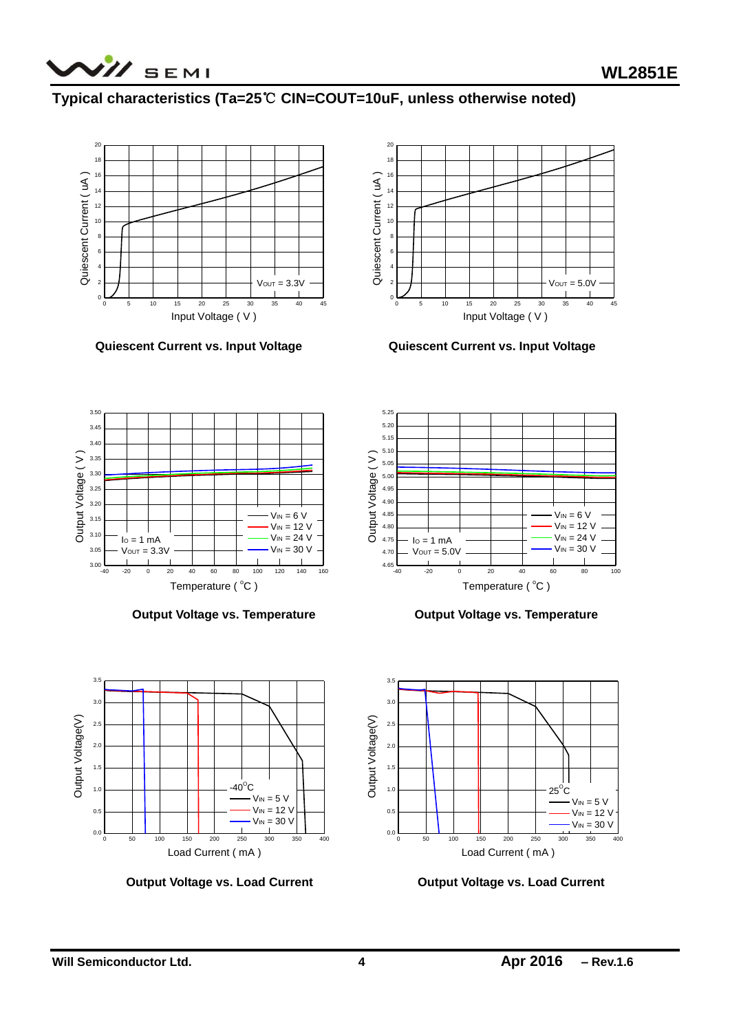## Typical characteristics (Ta=25℃ CIN=COUT=10uF, unless otherwise noted)

Quiescent Current vs. Input Voltage

Quiescent Current vs. Input Voltage

Output Voltage vs. Temperature

Output Voltage vs. Temperature

Output Voltage vs. Load Current

Output Voltage vs. Load Current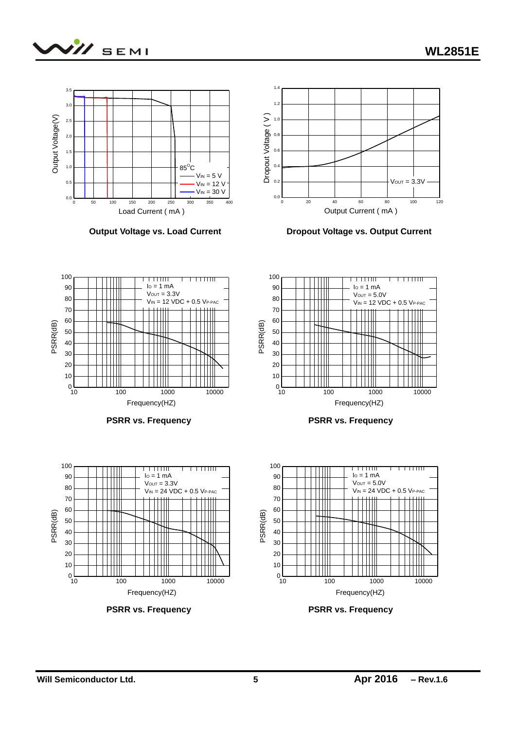Output Voltage vs. Load Current

Dropout Voltage vs. Output Current

PSRR vs. Frequency

PSRR vs. Frequency

PSRR vs. Frequency

PSRR vs. Frequency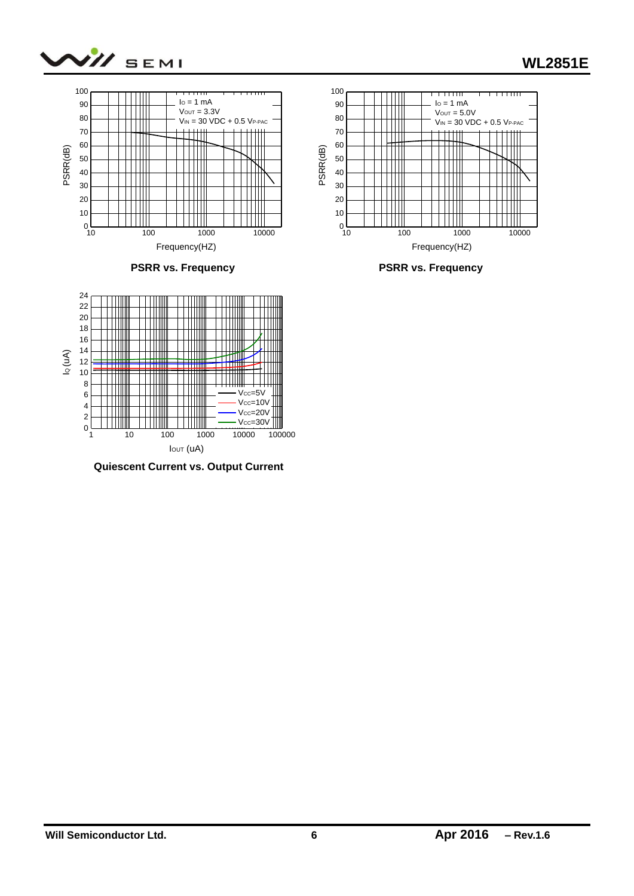PSRR vs. Frequency

PSRR vs. Frequency

Quiescent Current vs. Output Current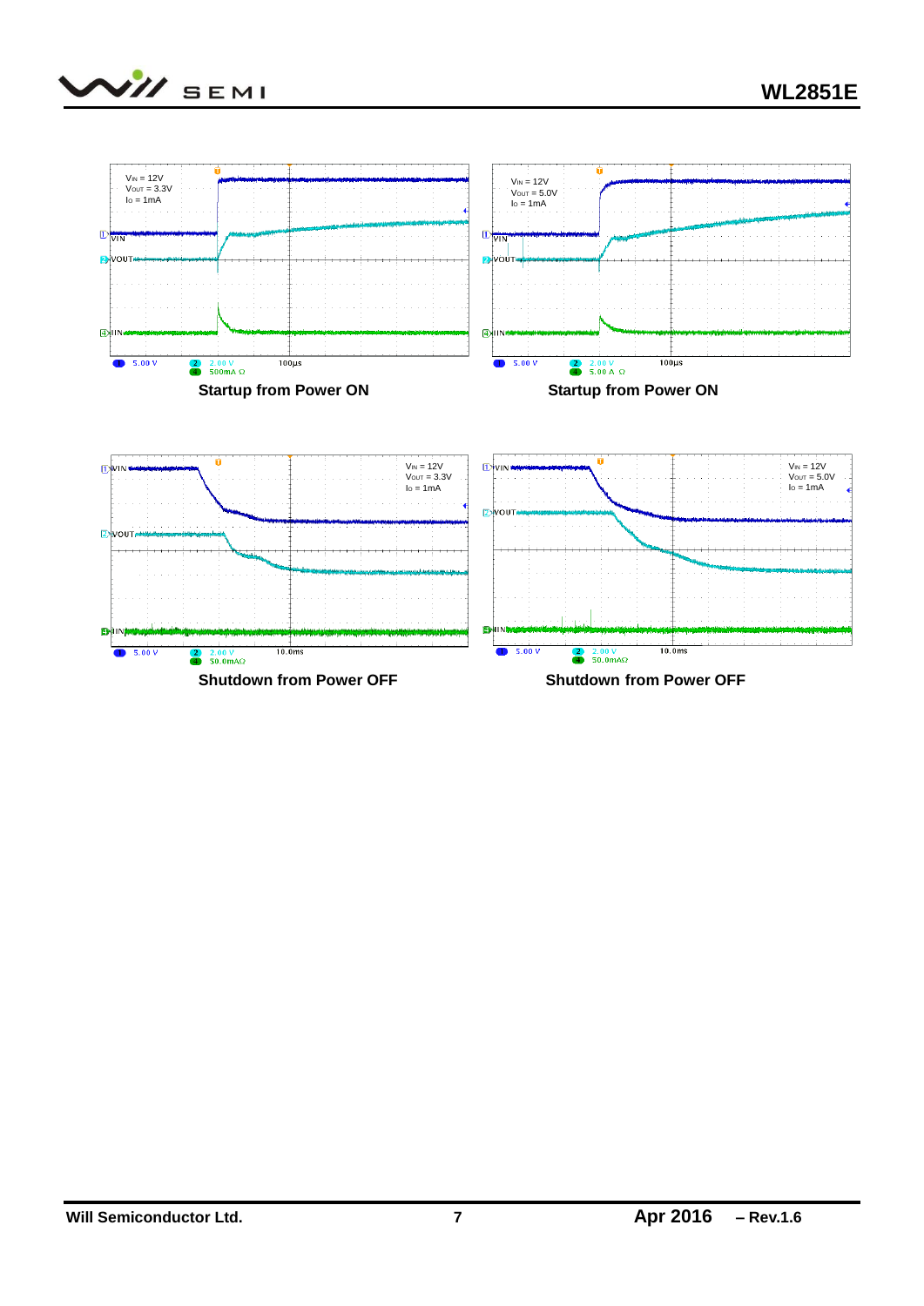Startup from Power ON

Startup from Power ON

Shutdown from Power OFF

Shutdown from Power OFF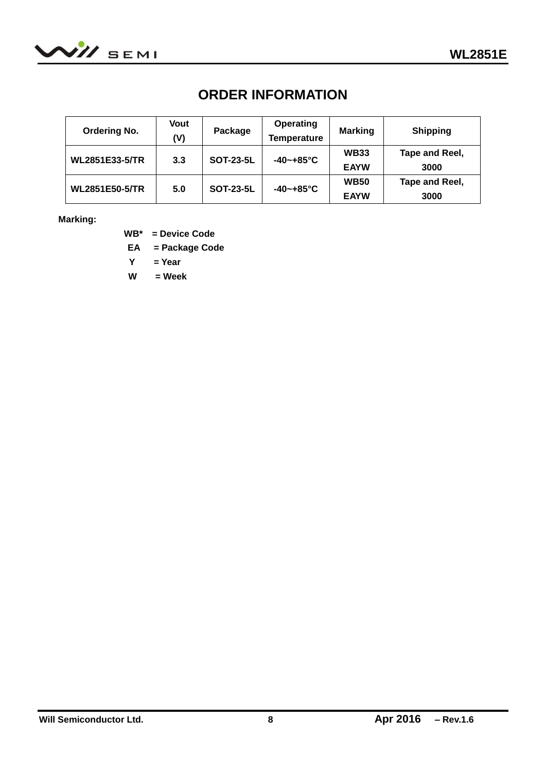## ORDER INFORMATION

| Ordering No. | Vout (V) | Package | Operating Temperature | Marking | Shipping |
|---|---|---|---|---|---|
| WL2851E33-5/TR | 3.3 | SOT-23-5L | -40~+85°C | WB33 EAYW | Tape and Reel, 3000 |
| WL2851E50-5/TR | 5.0 | SOT-23-5L | -40~+85°C | WB50 EAYW | Tape and Reel, 3000 |

**Marking:**

WB* = Device Code

EA = Package Code

Y = Year

W = Week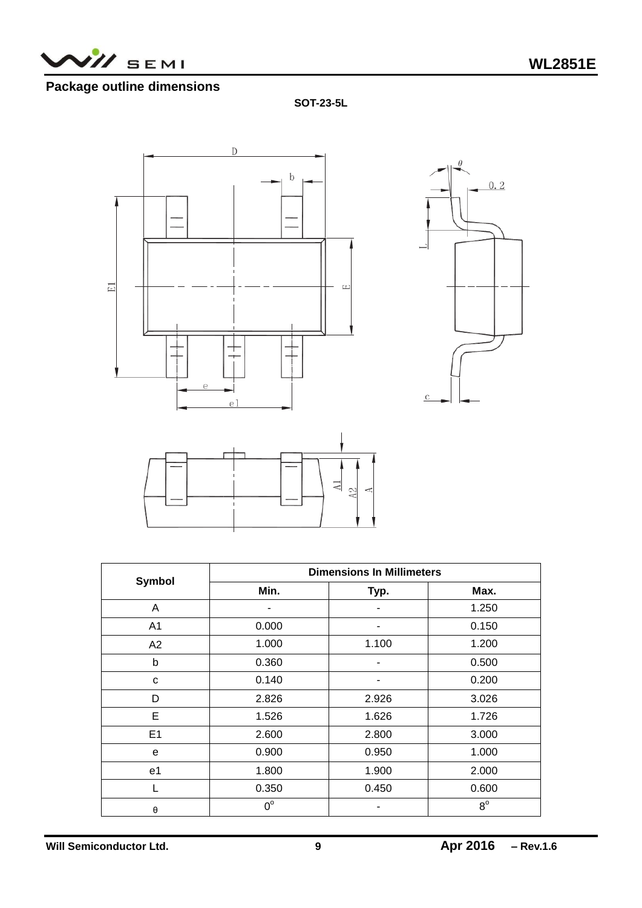## Package outline dimensions

SOT-23-5L

D
b
θ
0.2
L
E1
E
c
e
e1
A1
A2
A

| Symbol | Dimensions In Millimeters | | |
|---|---|---|---|
| | Min. | Typ. | Max. |
| A | - | - | 1.250 |
| A1 | 0.000 | - | 0.150 |
| A2 | 1.000 | 1.100 | 1.200 |
| b | 0.360 | - | 0.500 |
| c | 0.140 | - | 0.200 |
| D | 2.826 | 2.926 | 3.026 |
| E | 1.526 | 1.626 | 1.726 |
| E1 | 2.600 | 2.800 | 3.000 |
| e | 0.900 | 0.950 | 1.000 |
| e1 | 1.800 | 1.900 | 2.000 |
| L | 0.350 | 0.450 | 0.600 |
| θ | $0^{o}$ | - | $8^{o}$ |